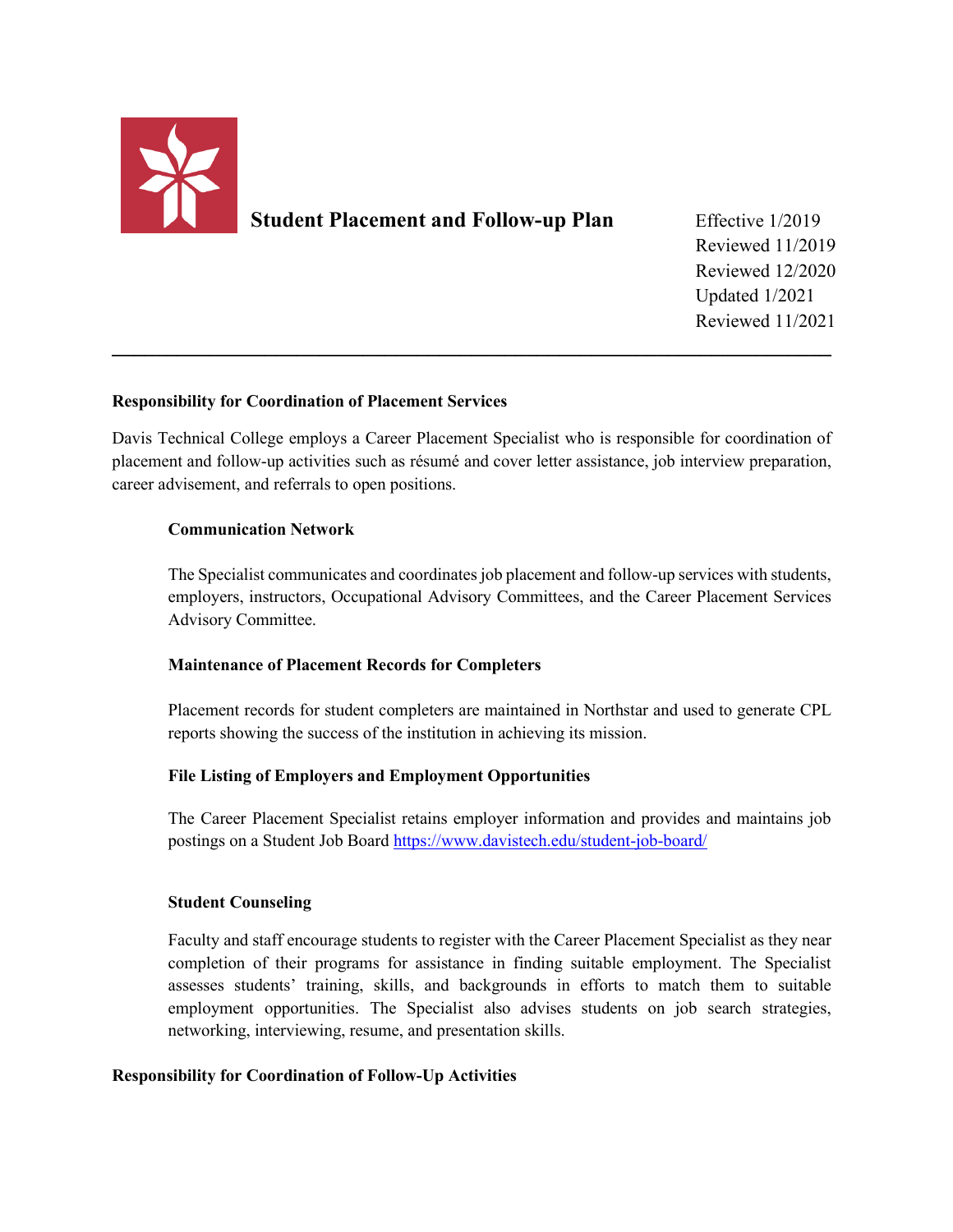# Student Placement and Follow-up Plan

Effective 1/2019
Reviewed 11/2019
Reviewed 12/2020
Updated 1/2021
Reviewed 11/2021

---

## Responsibility for Coordination of Placement Services

Davis Technical College employs a Career Placement Specialist who is responsible for coordination of placement and follow-up activities such as résumé and cover letter assistance, job interview preparation, career advisement, and referrals to open positions.

### Communication Network

The Specialist communicates and coordinates job placement and follow-up services with students, employers, instructors, Occupational Advisory Committees, and the Career Placement Services Advisory Committee.

### Maintenance of Placement Records for Completers

Placement records for student completers are maintained in Northstar and used to generate CPL reports showing the success of the institution in achieving its mission.

### File Listing of Employers and Employment Opportunities

The Career Placement Specialist retains employer information and provides and maintains job postings on a Student Job Board https://www.davistech.edu/student-job-board/

### Student Counseling

Faculty and staff encourage students to register with the Career Placement Specialist as they near completion of their programs for assistance in finding suitable employment. The Specialist assesses students' training, skills, and backgrounds in efforts to match them to suitable employment opportunities. The Specialist also advises students on job search strategies, networking, interviewing, resume, and presentation skills.

## Responsibility for Coordination of Follow-Up Activities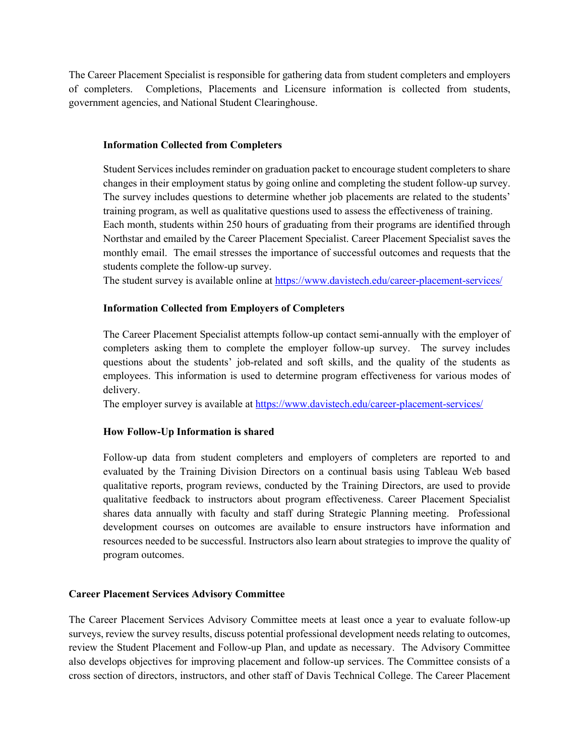The Career Placement Specialist is responsible for gathering data from student completers and employers of completers. Completions, Placements and Licensure information is collected from students, government agencies, and National Student Clearinghouse.

### Information Collected from Completers

Student Services includes reminder on graduation packet to encourage student completers to share changes in their employment status by going online and completing the student follow-up survey. The survey includes questions to determine whether job placements are related to the students' training program, as well as qualitative questions used to assess the effectiveness of training.

Each month, students within 250 hours of graduating from their programs are identified through Northstar and emailed by the Career Placement Specialist. Career Placement Specialist saves the monthly email. The email stresses the importance of successful outcomes and requests that the students complete the follow-up survey.

The student survey is available online at https://www.davistech.edu/career-placement-services/

### Information Collected from Employers of Completers

The Career Placement Specialist attempts follow-up contact semi-annually with the employer of completers asking them to complete the employer follow-up survey. The survey includes questions about the students' job-related and soft skills, and the quality of the students as employees. This information is used to determine program effectiveness for various modes of delivery.

The employer survey is available at https://www.davistech.edu/career-placement-services/

### How Follow-Up Information is shared

Follow-up data from student completers and employers of completers are reported to and evaluated by the Training Division Directors on a continual basis using Tableau Web based qualitative reports, program reviews, conducted by the Training Directors, are used to provide qualitative feedback to instructors about program effectiveness. Career Placement Specialist shares data annually with faculty and staff during Strategic Planning meeting. Professional development courses on outcomes are available to ensure instructors have information and resources needed to be successful. Instructors also learn about strategies to improve the quality of program outcomes.

## Career Placement Services Advisory Committee

The Career Placement Services Advisory Committee meets at least once a year to evaluate follow-up surveys, review the survey results, discuss potential professional development needs relating to outcomes, review the Student Placement and Follow-up Plan, and update as necessary. The Advisory Committee also develops objectives for improving placement and follow-up services. The Committee consists of a cross section of directors, instructors, and other staff of Davis Technical College. The Career Placement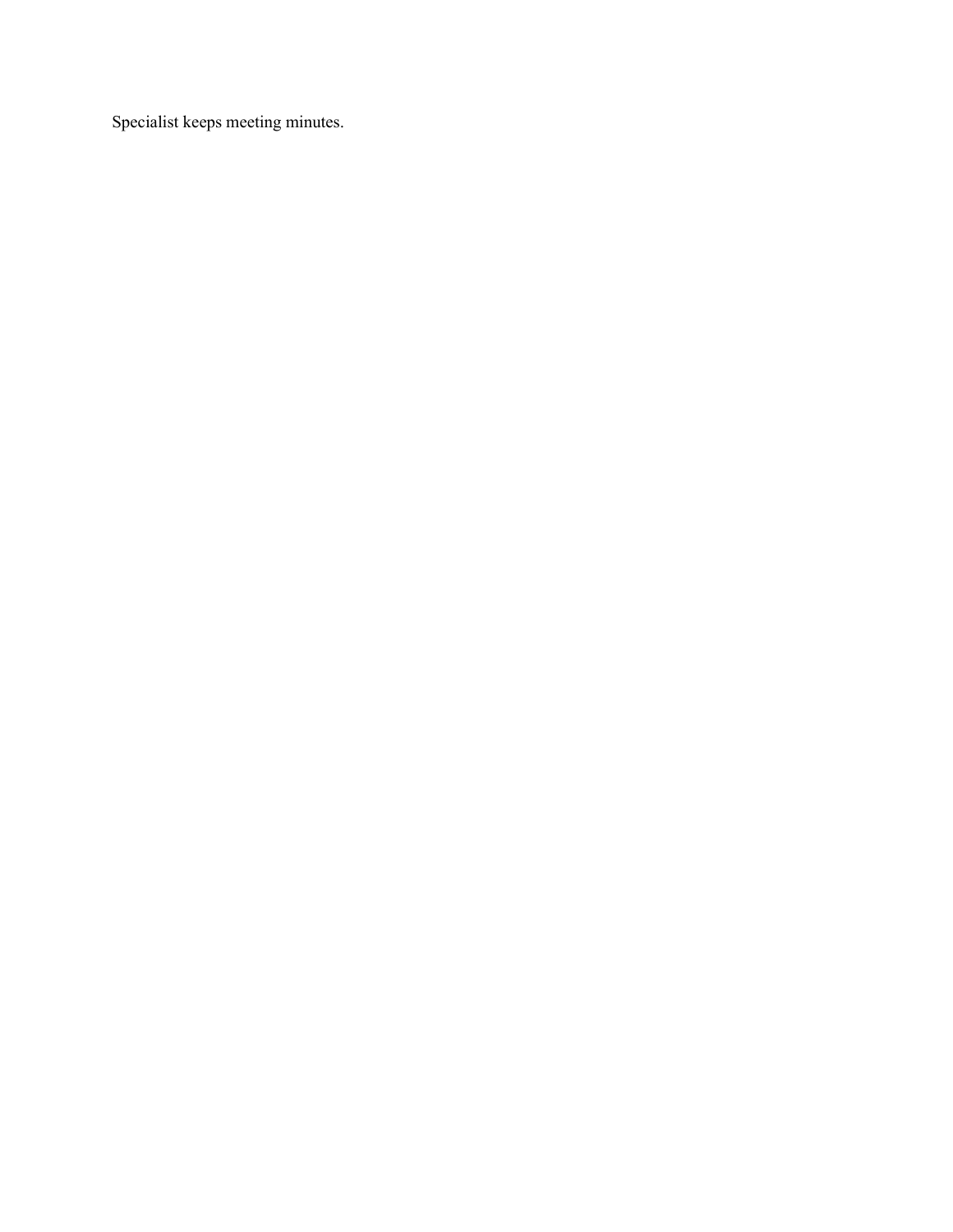Specialist keeps meeting minutes.